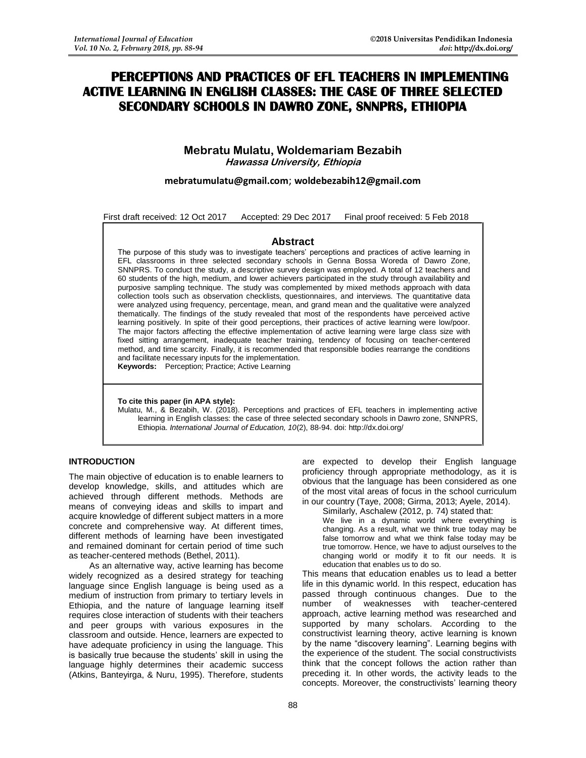# PERCEPTIONS AND PRACTICES OF EFL TEACHERS IN IMPLEMENTING ACTIVE LEARNING IN ENGLISH CLASSES: THE CASE OF THREE SELECTED SECONDARY SCHOOLS IN DAWRO ZONE, SNNPRS, ETHIOPIA

**Mebratu Mulatu, Woldemariam Bezabih**
***Hawassa University, Ethiopia***

**mebratumulatu@gmail.com; woldebezabih12@gmail.com**

First draft received: 12 Oct 2017 Accepted: 29 Dec 2017 Final proof received: 5 Feb 2018

## Abstract

The purpose of this study was to investigate teachers' perceptions and practices of active learning in EFL classrooms in three selected secondary schools in Genna Bossa Woreda of Dawro Zone, SNNPRS. To conduct the study, a descriptive survey design was employed. A total of 12 teachers and 60 students of the high, medium, and lower achievers participated in the study through availability and purposive sampling technique. The study was complemented by mixed methods approach with data collection tools such as observation checklists, questionnaires, and interviews. The quantitative data were analyzed using frequency, percentage, mean, and grand mean and the qualitative were analyzed thematically. The findings of the study revealed that most of the respondents have perceived active learning positively. In spite of their good perceptions, their practices of active learning were low/poor. The major factors affecting the effective implementation of active learning were large class size with fixed sitting arrangement, inadequate teacher training, tendency of focusing on teacher-centered method, and time scarcity. Finally, it is recommended that responsible bodies rearrange the conditions and facilitate necessary inputs for the implementation.

**Keywords:** Perception; Practice; Active Learning

**To cite this paper (in APA style):**
Mulatu, M., & Bezabih, W. (2018). Perceptions and practices of EFL teachers in implementing active learning in English classes: the case of three selected secondary schools in Dawro zone, SNNPRS, Ethiopia. *International Journal of Education, 10*(2), 88-94. doi: http://dx.doi.org/

## INTRODUCTION

The main objective of education is to enable learners to develop knowledge, skills, and attitudes which are achieved through different methods. Methods are means of conveying ideas and skills to impart and acquire knowledge of different subject matters in a more concrete and comprehensive way. At different times, different methods of learning have been investigated and remained dominant for certain period of time such as teacher-centered methods (Bethel, 2011).

As an alternative way, active learning has become widely recognized as a desired strategy for teaching language since English language is being used as a medium of instruction from primary to tertiary levels in Ethiopia, and the nature of language learning itself requires close interaction of students with their teachers and peer groups with various exposures in the classroom and outside. Hence, learners are expected to have adequate proficiency in using the language. This is basically true because the students' skill in using the language highly determines their academic success (Atkins, Banteyirga, & Nuru, 1995). Therefore, students are expected to develop their English language proficiency through appropriate methodology, as it is obvious that the language has been considered as one of the most vital areas of focus in the school curriculum in our country (Taye, 2008; Girma, 2013; Ayele, 2014).

Similarly, Aschalew (2012, p. 74) stated that:

> We live in a dynamic world where everything is changing. As a result, what we think true today may be false tomorrow and what we think false today may be true tomorrow. Hence, we have to adjust ourselves to the changing world or modify it to fit our needs. It is education that enables us to do so.

This means that education enables us to lead a better life in this dynamic world. In this respect, education has passed through continuous changes. Due to the number of weaknesses with teacher-centered approach, active learning method was researched and supported by many scholars. According to the constructivist learning theory, active learning is known by the name "discovery learning". Learning begins with the experience of the student. The social constructivists think that the concept follows the action rather than preceding it. In other words, the activity leads to the concepts. Moreover, the constructivists' learning theory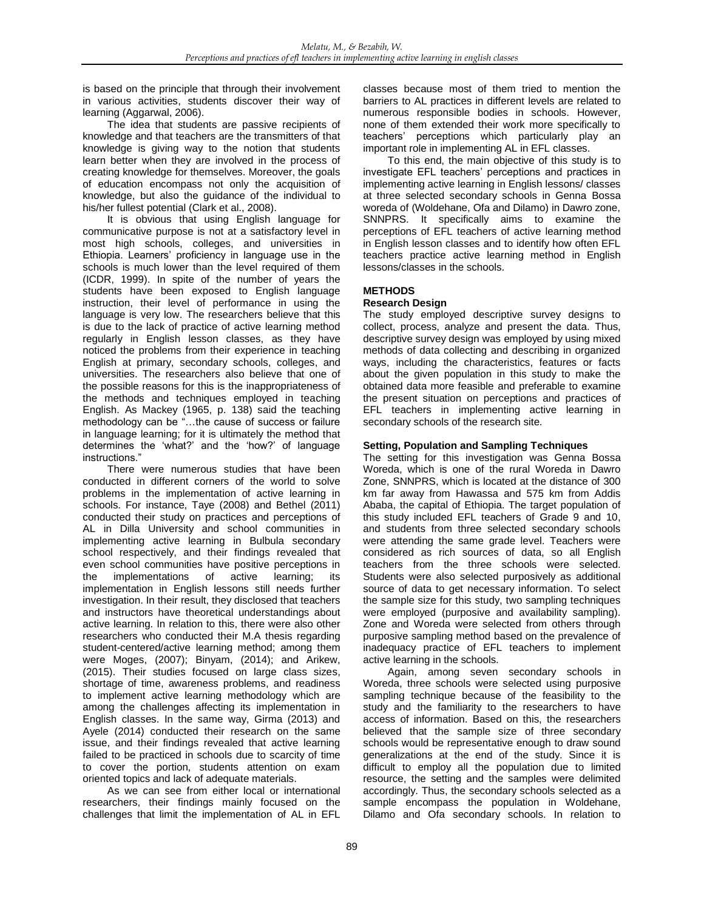is based on the principle that through their involvement in various activities, students discover their way of learning (Aggarwal, 2006).

The idea that students are passive recipients of knowledge and that teachers are the transmitters of that knowledge is giving way to the notion that students learn better when they are involved in the process of creating knowledge for themselves. Moreover, the goals of education encompass not only the acquisition of knowledge, but also the guidance of the individual to his/her fullest potential (Clark et al., 2008).

It is obvious that using English language for communicative purpose is not at a satisfactory level in most high schools, colleges, and universities in Ethiopia. Learners' proficiency in language use in the schools is much lower than the level required of them (ICDR, 1999). In spite of the number of years the students have been exposed to English language instruction, their level of performance in using the language is very low. The researchers believe that this is due to the lack of practice of active learning method regularly in English lesson classes, as they have noticed the problems from their experience in teaching English at primary, secondary schools, colleges, and universities. The researchers also believe that one of the possible reasons for this is the inappropriateness of the methods and techniques employed in teaching English. As Mackey (1965, p. 138) said the teaching methodology can be "…the cause of success or failure in language learning; for it is ultimately the method that determines the 'what?' and the 'how?' of language instructions."

There were numerous studies that have been conducted in different corners of the world to solve problems in the implementation of active learning in schools. For instance, Taye (2008) and Bethel (2011) conducted their study on practices and perceptions of AL in Dilla University and school communities in implementing active learning in Bulbula secondary school respectively, and their findings revealed that even school communities have positive perceptions in the implementations of active learning; its implementation in English lessons still needs further investigation. In their result, they disclosed that teachers and instructors have theoretical understandings about active learning. In relation to this, there were also other researchers who conducted their M.A thesis regarding student-centered/active learning method; among them were Moges, (2007); Binyam, (2014); and Arikew, (2015). Their studies focused on large class sizes, shortage of time, awareness problems, and readiness to implement active learning methodology which are among the challenges affecting its implementation in English classes. In the same way, Girma (2013) and Ayele (2014) conducted their research on the same issue, and their findings revealed that active learning failed to be practiced in schools due to scarcity of time to cover the portion, students attention on exam oriented topics and lack of adequate materials.

As we can see from either local or international researchers, their findings mainly focused on the challenges that limit the implementation of AL in EFL classes because most of them tried to mention the barriers to AL practices in different levels are related to numerous responsible bodies in schools. However, none of them extended their work more specifically to teachers' perceptions which particularly play an important role in implementing AL in EFL classes.

To this end, the main objective of this study is to investigate EFL teachers' perceptions and practices in implementing active learning in English lessons/ classes at three selected secondary schools in Genna Bossa woreda of (Woldehane, Ofa and Dilamo) in Dawro zone, SNNPRS. It specifically aims to examine the perceptions of EFL teachers of active learning method in English lesson classes and to identify how often EFL teachers practice active learning method in English lessons/classes in the schools.

## METHODS

### Research Design

The study employed descriptive survey designs to collect, process, analyze and present the data. Thus, descriptive survey design was employed by using mixed methods of data collecting and describing in organized ways, including the characteristics, features or facts about the given population in this study to make the obtained data more feasible and preferable to examine the present situation on perceptions and practices of EFL teachers in implementing active learning in secondary schools of the research site.

### Setting, Population and Sampling Techniques

The setting for this investigation was Genna Bossa Woreda, which is one of the rural Woreda in Dawro Zone, SNNPRS, which is located at the distance of 300 km far away from Hawassa and 575 km from Addis Ababa, the capital of Ethiopia. The target population of this study included EFL teachers of Grade 9 and 10, and students from three selected secondary schools were attending the same grade level. Teachers were considered as rich sources of data, so all English teachers from the three schools were selected. Students were also selected purposively as additional source of data to get necessary information. To select the sample size for this study, two sampling techniques were employed (purposive and availability sampling). Zone and Woreda were selected from others through purposive sampling method based on the prevalence of inadequacy practice of EFL teachers to implement active learning in the schools.

Again, among seven secondary schools in Woreda, three schools were selected using purposive sampling technique because of the feasibility to the study and the familiarity to the researchers to have access of information. Based on this, the researchers believed that the sample size of three secondary schools would be representative enough to draw sound generalizations at the end of the study. Since it is difficult to employ all the population due to limited resource, the setting and the samples were delimited accordingly. Thus, the secondary schools selected as a sample encompass the population in Woldehane, Dilamo and Ofa secondary schools. In relation to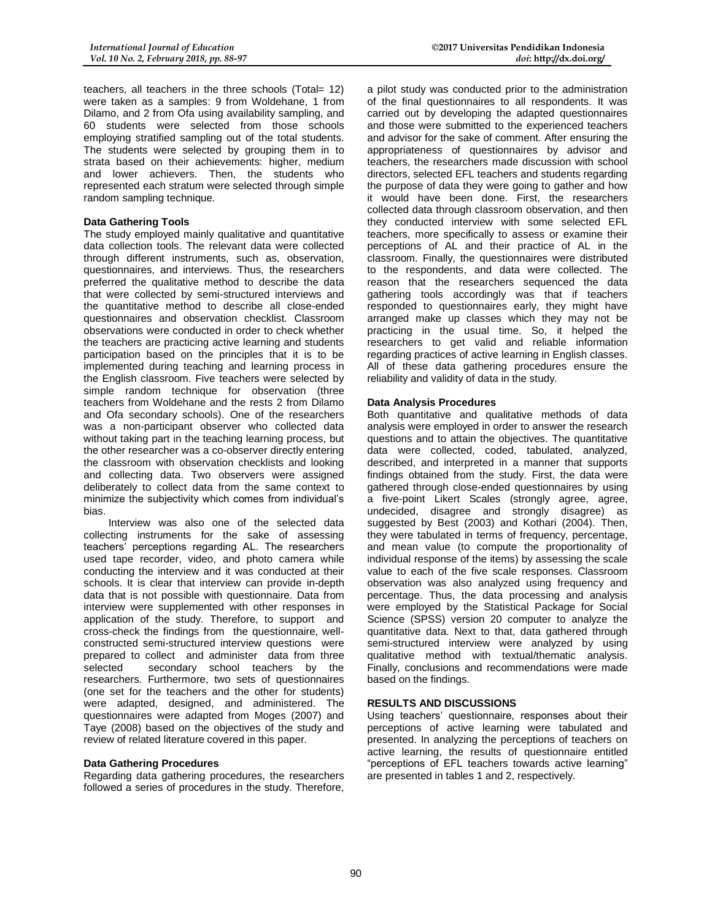teachers, all teachers in the three schools (Total= 12) were taken as a samples: 9 from Woldehane, 1 from Dilamo, and 2 from Ofa using availability sampling, and 60 students were selected from those schools employing stratified sampling out of the total students. The students were selected by grouping them in to strata based on their achievements: higher, medium and lower achievers. Then, the students who represented each stratum were selected through simple random sampling technique.

**Data Gathering Tools**

The study employed mainly qualitative and quantitative data collection tools. The relevant data were collected through different instruments, such as, observation, questionnaires, and interviews. Thus, the researchers preferred the qualitative method to describe the data that were collected by semi-structured interviews and the quantitative method to describe all close-ended questionnaires and observation checklist. Classroom observations were conducted in order to check whether the teachers are practicing active learning and students participation based on the principles that it is to be implemented during teaching and learning process in the English classroom. Five teachers were selected by simple random technique for observation (three teachers from Woldehane and the rests 2 from Dilamo and Ofa secondary schools). One of the researchers was a non-participant observer who collected data without taking part in the teaching learning process, but the other researcher was a co-observer directly entering the classroom with observation checklists and looking and collecting data. Two observers were assigned deliberately to collect data from the same context to minimize the subjectivity which comes from individual's bias.

Interview was also one of the selected data collecting instruments for the sake of assessing teachers' perceptions regarding AL. The researchers used tape recorder, video, and photo camera while conducting the interview and it was conducted at their schools. It is clear that interview can provide in-depth data that is not possible with questionnaire. Data from interview were supplemented with other responses in application of the study. Therefore, to support and cross-check the findings from the questionnaire, well-constructed semi-structured interview questions were prepared to collect and administer data from three selected secondary school teachers by the researchers. Furthermore, two sets of questionnaires (one set for the teachers and the other for students) were adapted, designed, and administered. The questionnaires were adapted from Moges (2007) and Taye (2008) based on the objectives of the study and review of related literature covered in this paper.

**Data Gathering Procedures**

Regarding data gathering procedures, the researchers followed a series of procedures in the study. Therefore, a pilot study was conducted prior to the administration of the final questionnaires to all respondents. It was carried out by developing the adapted questionnaires and those were submitted to the experienced teachers and advisor for the sake of comment. After ensuring the appropriateness of questionnaires by advisor and teachers, the researchers made discussion with school directors, selected EFL teachers and students regarding the purpose of data they were going to gather and how it would have been done. First, the researchers collected data through classroom observation, and then they conducted interview with some selected EFL teachers, more specifically to assess or examine their perceptions of AL and their practice of AL in the classroom. Finally, the questionnaires were distributed to the respondents, and data were collected. The reason that the researchers sequenced the data gathering tools accordingly was that if teachers responded to questionnaires early, they might have arranged make up classes which they may not be practicing in the usual time. So, it helped the researchers to get valid and reliable information regarding practices of active learning in English classes. All of these data gathering procedures ensure the reliability and validity of data in the study.

**Data Analysis Procedures**

Both quantitative and qualitative methods of data analysis were employed in order to answer the research questions and to attain the objectives. The quantitative data were collected, coded, tabulated, analyzed, described, and interpreted in a manner that supports findings obtained from the study. First, the data were gathered through close-ended questionnaires by using a five-point Likert Scales (strongly agree, agree, undecided, disagree and strongly disagree) as suggested by Best (2003) and Kothari (2004). Then, they were tabulated in terms of frequency, percentage, and mean value (to compute the proportionality of individual response of the items) by assessing the scale value to each of the five scale responses. Classroom observation was also analyzed using frequency and percentage. Thus, the data processing and analysis were employed by the Statistical Package for Social Science (SPSS) version 20 computer to analyze the quantitative data. Next to that, data gathered through semi-structured interview were analyzed by using qualitative method with textual/thematic analysis. Finally, conclusions and recommendations were made based on the findings.

## RESULTS AND DISCUSSIONS

Using teachers' questionnaire, responses about their perceptions of active learning were tabulated and presented. In analyzing the perceptions of teachers on active learning, the results of questionnaire entitled "perceptions of EFL teachers towards active learning" are presented in tables 1 and 2, respectively.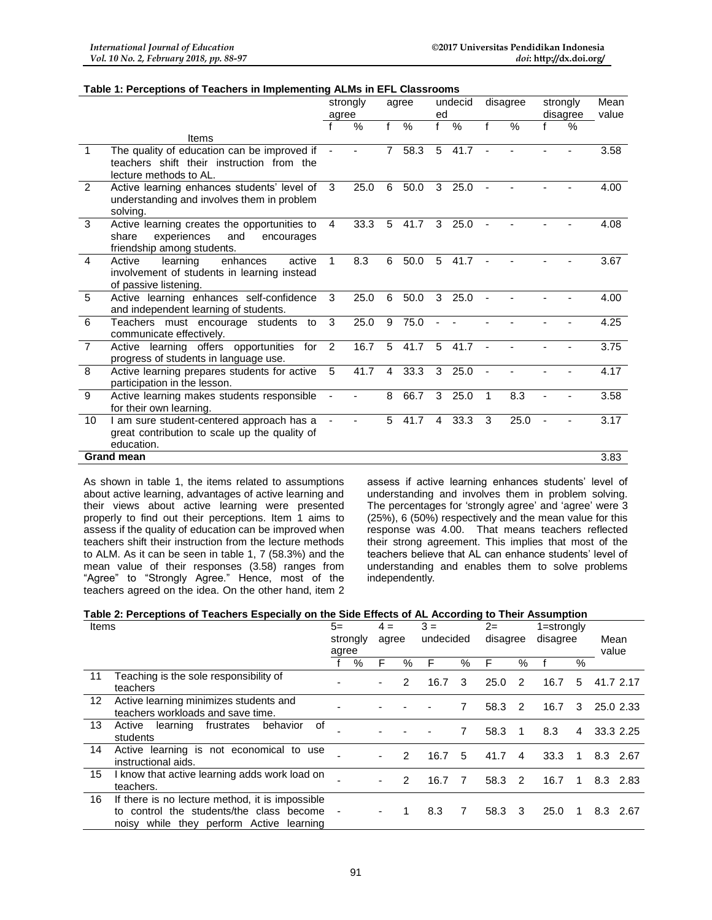**Table 1: Perceptions of Teachers in Implementing ALMs in EFL Classrooms**

| | Items | strongly agree | | agree | | undecided | | disagree | | strongly disagree | | Mean value |
|---|---|---|---|---|---|---|---|---|---|---|---|---|
| | | f | % | f | % | f | % | f | % | f | % | |
| 1 | The quality of education can be improved if teachers shift their instruction from the lecture methods to AL. | - | - | 7 | 58.3 | 5 | 41.7 | - | - | - | - | 3.58 |
| 2 | Active learning enhances students' level of understanding and involves them in problem solving. | 3 | 25.0 | 6 | 50.0 | 3 | 25.0 | - | - | - | - | 4.00 |
| 3 | Active learning creates the opportunities to share experiences and encourages friendship among students. | 4 | 33.3 | 5 | 41.7 | 3 | 25.0 | - | - | - | - | 4.08 |
| 4 | Active learning enhances active involvement of students in learning instead of passive listening. | 1 | 8.3 | 6 | 50.0 | 5 | 41.7 | - | - | - | - | 3.67 |
| 5 | Active learning enhances self-confidence and independent learning of students. | 3 | 25.0 | 6 | 50.0 | 3 | 25.0 | - | - | - | - | 4.00 |
| 6 | Teachers must encourage students to communicate effectively. | 3 | 25.0 | 9 | 75.0 | - | - | - | - | - | - | 4.25 |
| 7 | Active learning offers opportunities for progress of students in language use. | 2 | 16.7 | 5 | 41.7 | 5 | 41.7 | - | - | - | - | 3.75 |
| 8 | Active learning prepares students for active participation in the lesson. | 5 | 41.7 | 4 | 33.3 | 3 | 25.0 | - | - | - | - | 4.17 |
| 9 | Active learning makes students responsible for their own learning. | - | - | 8 | 66.7 | 3 | 25.0 | 1 | 8.3 | - | - | 3.58 |
| 10 | I am sure student-centered approach has a great contribution to scale up the quality of education. | - | - | 5 | 41.7 | 4 | 33.3 | 3 | 25.0 | - | - | 3.17 |
| **Grand mean** | | | | | | | | | | | | 3.83 |

As shown in table 1, the items related to assumptions about active learning, advantages of active learning and their views about active learning were presented properly to find out their perceptions. Item 1 aims to assess if the quality of education can be improved when teachers shift their instruction from the lecture methods to ALM. As it can be seen in table 1, 7 (58.3%) and the mean value of their responses (3.58) ranges from "Agree" to "Strongly Agree." Hence, most of the teachers agreed on the idea. On the other hand, item 2 assess if active learning enhances students' level of understanding and involves them in problem solving. The percentages for 'strongly agree' and 'agree' were 3 (25%), 6 (50%) respectively and the mean value for this response was 4.00. That means teachers reflected their strong agreement. This implies that most of the teachers believe that AL can enhance students' level of understanding and enables them to solve problems independently.

**Table 2: Perceptions of Teachers Especially on the Side Effects of AL According to Their Assumption**

| | Items | 5= strongly agree | | 4 = agree | | 3 = undecided | | 2= disagree | | 1=strongly disagree | | Mean value |
|---|---|---|---|---|---|---|---|---|---|---|---|---|
| | | f | % | F | % | F | % | F | % | f | % | |
| 11 | Teaching is the sole responsibility of teachers | - | - | 2 | 16.7 | 3 | 25.0 | 2 | 16.7 | 5 | 41.7 | 2.17 |
| 12 | Active learning minimizes students and teachers workloads and save time. | - | - | - | - | 7 | 58.3 | 2 | 16.7 | 3 | 25.0 | 2.33 |
| 13 | Active learning frustrates behavior of students | - | - | - | - | 7 | 58.3 | 1 | 8.3 | 4 | 33.3 | 2.25 |
| 14 | Active learning is not economical to use instructional aids. | - | - | 2 | 16.7 | 5 | 41.7 | 4 | 33.3 | 1 | 8.3 | 2.67 |
| 15 | I know that active learning adds work load on teachers. | - | - | 2 | 16.7 | 7 | 58.3 | 2 | 16.7 | 1 | 8.3 | 2.83 |
| 16 | If there is no lecture method, it is impossible to control the students/the class become noisy while they perform Active learning | - | - | 1 | 8.3 | 7 | 58.3 | 3 | 25.0 | 1 | 8.3 | 2.67 |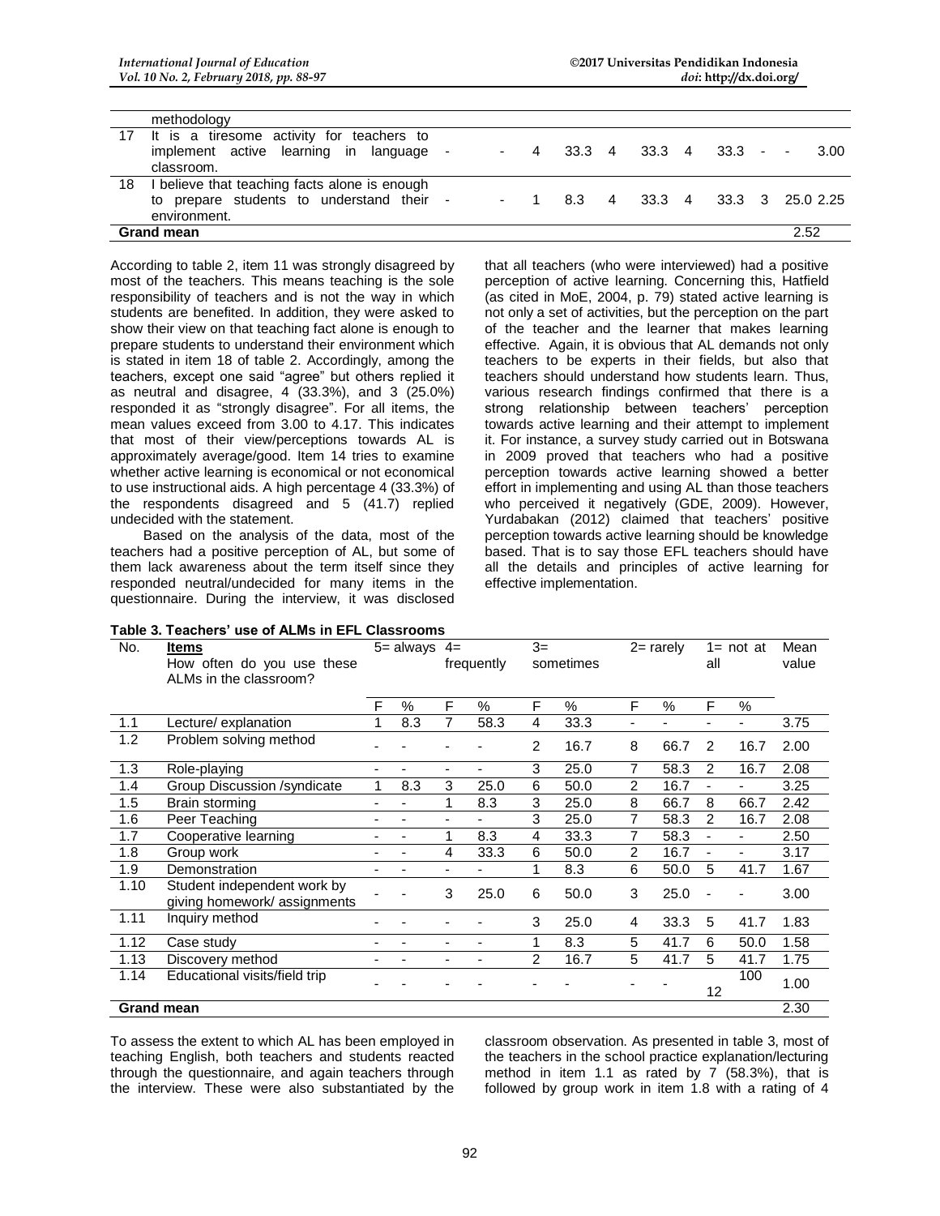| | methodology | | | | | | | | | | | |
|---|---|---|---|---|---|---|---|---|---|---|---|---|
| 17 | It is a tiresome activity for teachers to implement active learning in language classroom. | - | - | 4 | 33.3 | 4 | 33.3 | 4 | 33.3 | - | - | 3.00 |
| 18 | I believe that teaching facts alone is enough to prepare students to understand their environment. | - | - | 1 | 8.3 | 4 | 33.3 | 4 | 33.3 | 3 | 25.0 | 2.25 |
| **Grand mean** | | | | | | | | | | | | 2.52 |

According to table 2, item 11 was strongly disagreed by most of the teachers. This means teaching is the sole responsibility of teachers and is not the way in which students are benefited. In addition, they were asked to show their view on that teaching fact alone is enough to prepare students to understand their environment which is stated in item 18 of table 2. Accordingly, among the teachers, except one said "agree" but others replied it as neutral and disagree, 4 (33.3%), and 3 (25.0%) responded it as "strongly disagree". For all items, the mean values exceed from 3.00 to 4.17. This indicates that most of their view/perceptions towards AL is approximately average/good. Item 14 tries to examine whether active learning is economical or not economical to use instructional aids. A high percentage 4 (33.3%) of the respondents disagreed and 5 (41.7) replied undecided with the statement.

Based on the analysis of the data, most of the teachers had a positive perception of AL, but some of them lack awareness about the term itself since they responded neutral/undecided for many items in the questionnaire. During the interview, it was disclosed that all teachers (who were interviewed) had a positive perception of active learning. Concerning this, Hatfield (as cited in MoE, 2004, p. 79) stated active learning is not only a set of activities, but the perception on the part of the teacher and the learner that makes learning effective. Again, it is obvious that AL demands not only teachers to be experts in their fields, but also that teachers should understand how students learn. Thus, various research findings confirmed that there is a strong relationship between teachers' perception towards active learning and their attempt to implement it. For instance, a survey study carried out in Botswana in 2009 proved that teachers who had a positive perception towards active learning showed a better effort in implementing and using AL than those teachers who perceived it negatively (GDE, 2009). However, Yurdabakan (2012) claimed that teachers' positive perception towards active learning should be knowledge based. That is to say those EFL teachers should have all the details and principles of active learning for effective implementation.

**Table 3. Teachers' use of ALMs in EFL Classrooms**

| No. | **Items** How often do you use these ALMs in the classroom? | 5= always | | 4= frequently | | 3= sometimes | | 2= rarely | | 1= not at all | | Mean value |
|---|---|---|---|---|---|---|---|---|---|---|---|---|
| | | F | % | F | % | F | % | F | % | F | % | |
| 1.1 | Lecture/ explanation | 1 | 8.3 | 7 | 58.3 | 4 | 33.3 | - | - | - | - | 3.75 |
| 1.2 | Problem solving method | - | - | - | - | 2 | 16.7 | 8 | 66.7 | 2 | 16.7 | 2.00 |
| 1.3 | Role-playing | - | - | - | - | 3 | 25.0 | 7 | 58.3 | 2 | 16.7 | 2.08 |
| 1.4 | Group Discussion /syndicate | 1 | 8.3 | 3 | 25.0 | 6 | 50.0 | 2 | 16.7 | - | - | 3.25 |
| 1.5 | Brain storming | - | - | 1 | 8.3 | 3 | 25.0 | 8 | 66.7 | 8 | 66.7 | 2.42 |
| 1.6 | Peer Teaching | - | - | - | - | 3 | 25.0 | 7 | 58.3 | 2 | 16.7 | 2.08 |
| 1.7 | Cooperative learning | - | - | 1 | 8.3 | 4 | 33.3 | 7 | 58.3 | - | - | 2.50 |
| 1.8 | Group work | - | - | 4 | 33.3 | 6 | 50.0 | 2 | 16.7 | - | - | 3.17 |
| 1.9 | Demonstration | - | - | - | - | 1 | 8.3 | 6 | 50.0 | 5 | 41.7 | 1.67 |
| 1.10 | Student independent work by giving homework/ assignments | - | - | 3 | 25.0 | 6 | 50.0 | 3 | 25.0 | - | - | 3.00 |
| 1.11 | Inquiry method | - | - | - | - | 3 | 25.0 | 4 | 33.3 | 5 | 41.7 | 1.83 |
| 1.12 | Case study | - | - | - | - | 1 | 8.3 | 5 | 41.7 | 6 | 50.0 | 1.58 |
| 1.13 | Discovery method | - | - | - | - | 2 | 16.7 | 5 | 41.7 | 5 | 41.7 | 1.75 |
| 1.14 | Educational visits/field trip | - | - | - | - | - | - | - | - | 12 | 100 | 1.00 |
| **Grand mean** | | | | | | | | | | | | 2.30 |

To assess the extent to which AL has been employed in teaching English, both teachers and students reacted through the questionnaire, and again teachers through the interview. These were also substantiated by the classroom observation. As presented in table 3, most of the teachers in the school practice explanation/lecturing method in item 1.1 as rated by 7 (58.3%), that is followed by group work in item 1.8 with a rating of 4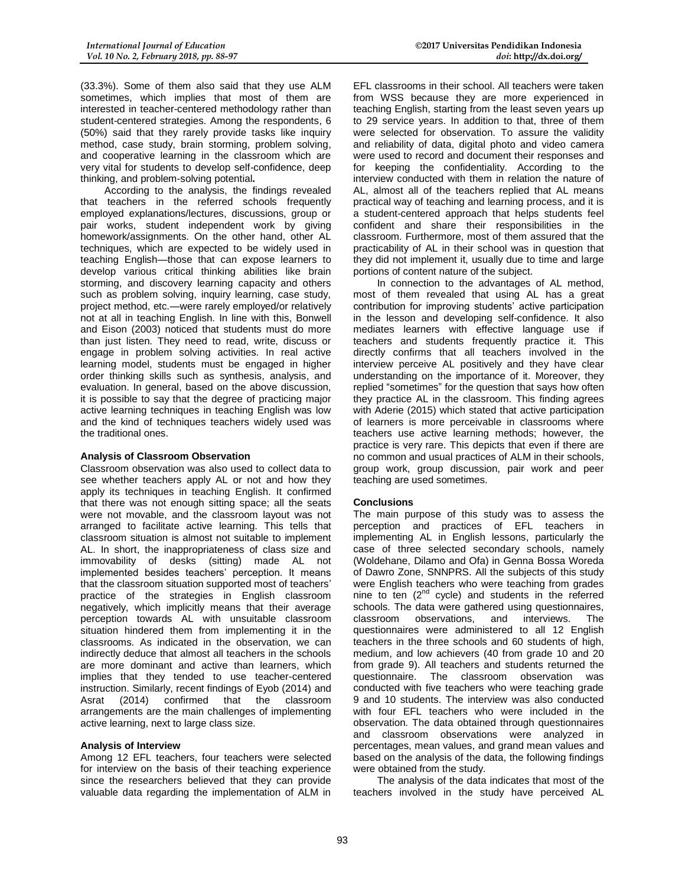(33.3%). Some of them also said that they use ALM sometimes, which implies that most of them are interested in teacher-centered methodology rather than student-centered strategies. Among the respondents, 6 (50%) said that they rarely provide tasks like inquiry method, case study, brain storming, problem solving, and cooperative learning in the classroom which are very vital for students to develop self-confidence, deep thinking, and problem-solving potential**.**

According to the analysis, the findings revealed that teachers in the referred schools frequently employed explanations/lectures, discussions, group or pair works, student independent work by giving homework/assignments. On the other hand, other AL techniques, which are expected to be widely used in teaching English—those that can expose learners to develop various critical thinking abilities like brain storming, and discovery learning capacity and others such as problem solving, inquiry learning, case study, project method, etc.—were rarely employed/or relatively not at all in teaching English. In line with this, Bonwell and Eison (2003) noticed that students must do more than just listen. They need to read, write, discuss or engage in problem solving activities. In real active learning model, students must be engaged in higher order thinking skills such as synthesis, analysis, and evaluation. In general, based on the above discussion, it is possible to say that the degree of practicing major active learning techniques in teaching English was low and the kind of techniques teachers widely used was the traditional ones.

**Analysis of Classroom Observation**

Classroom observation was also used to collect data to see whether teachers apply AL or not and how they apply its techniques in teaching English. It confirmed that there was not enough sitting space; all the seats were not movable, and the classroom layout was not arranged to facilitate active learning. This tells that classroom situation is almost not suitable to implement AL. In short, the inappropriateness of class size and immovability of desks (sitting) made AL not implemented besides teachers' perception. It means that the classroom situation supported most of teachers' practice of the strategies in English classroom negatively, which implicitly means that their average perception towards AL with unsuitable classroom situation hindered them from implementing it in the classrooms. As indicated in the observation, we can indirectly deduce that almost all teachers in the schools are more dominant and active than learners, which implies that they tended to use teacher-centered instruction. Similarly, recent findings of Eyob (2014) and Asrat (2014) confirmed that the classroom arrangements are the main challenges of implementing active learning, next to large class size.

**Analysis of Interview**

Among 12 EFL teachers, four teachers were selected for interview on the basis of their teaching experience since the researchers believed that they can provide valuable data regarding the implementation of ALM in EFL classrooms in their school. All teachers were taken from WSS because they are more experienced in teaching English, starting from the least seven years up to 29 service years. In addition to that, three of them were selected for observation. To assure the validity and reliability of data, digital photo and video camera were used to record and document their responses and for keeping the confidentiality. According to the interview conducted with them in relation the nature of AL, almost all of the teachers replied that AL means practical way of teaching and learning process, and it is a student-centered approach that helps students feel confident and share their responsibilities in the classroom. Furthermore, most of them assured that the practicability of AL in their school was in question that they did not implement it, usually due to time and large portions of content nature of the subject.

In connection to the advantages of AL method, most of them revealed that using AL has a great contribution for improving students' active participation in the lesson and developing self-confidence. It also mediates learners with effective language use if teachers and students frequently practice it. This directly confirms that all teachers involved in the interview perceive AL positively and they have clear understanding on the importance of it. Moreover, they replied "sometimes" for the question that says how often they practice AL in the classroom. This finding agrees with Aderie (2015) which stated that active participation of learners is more perceivable in classrooms where teachers use active learning methods; however, the practice is very rare. This depicts that even if there are no common and usual practices of ALM in their schools, group work, group discussion, pair work and peer teaching are used sometimes.

**Conclusions**

The main purpose of this study was to assess the perception and practices of EFL teachers in implementing AL in English lessons, particularly the case of three selected secondary schools, namely (Woldehane, Dilamo and Ofa) in Genna Bossa Woreda of Dawro Zone, SNNPRS. All the subjects of this study were English teachers who were teaching from grades nine to ten (2nd cycle) and students in the referred schools. The data were gathered using questionnaires, classroom observations, and interviews. The questionnaires were administered to all 12 English teachers in the three schools and 60 students of high, medium, and low achievers (40 from grade 10 and 20 from grade 9). All teachers and students returned the questionnaire. The classroom observation was conducted with five teachers who were teaching grade 9 and 10 students. The interview was also conducted with four EFL teachers who were included in the observation. The data obtained through questionnaires and classroom observations were analyzed in percentages, mean values, and grand mean values and based on the analysis of the data, the following findings were obtained from the study.

The analysis of the data indicates that most of the teachers involved in the study have perceived AL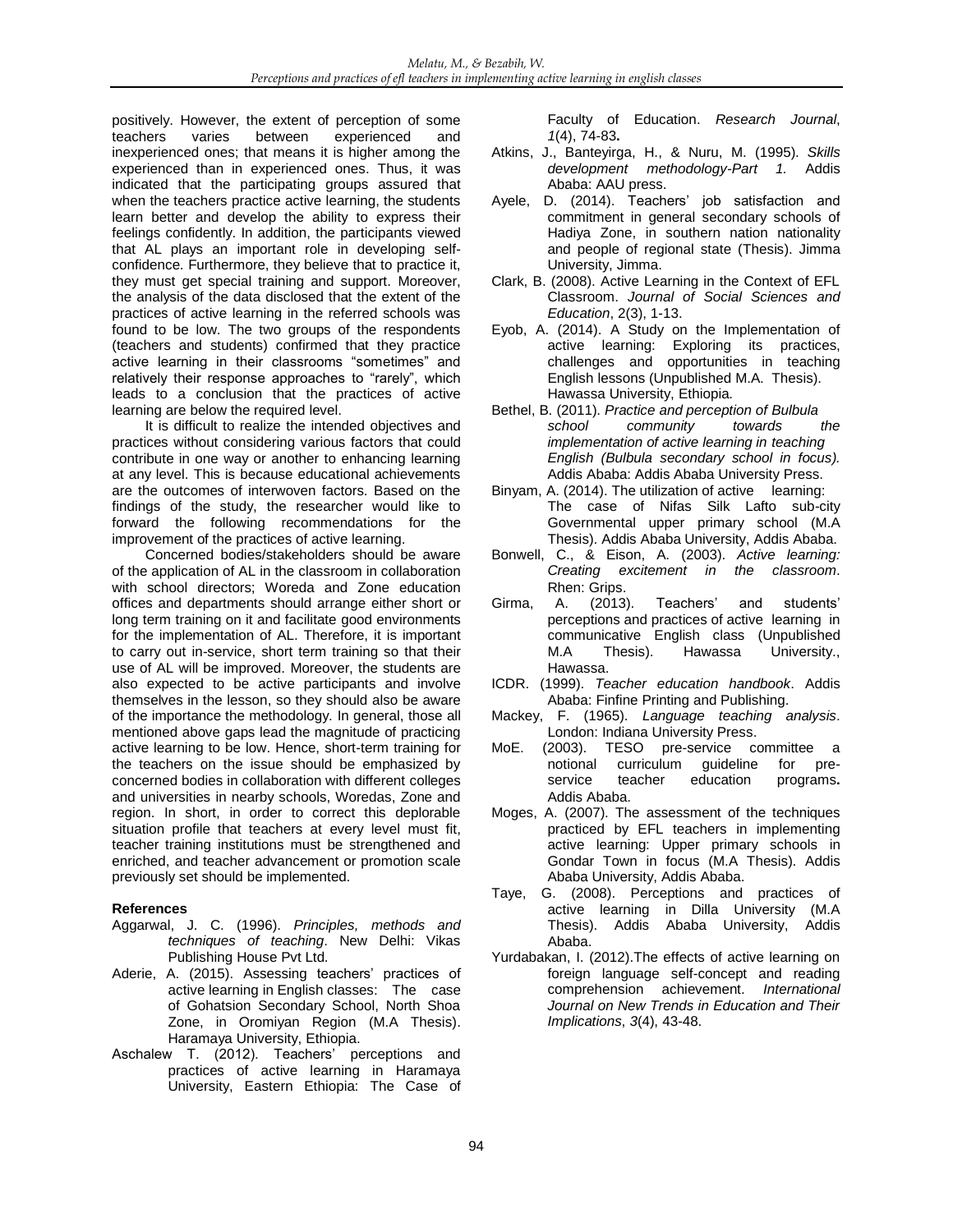positively. However, the extent of perception of some teachers varies between experienced and inexperienced ones; that means it is higher among the experienced than in experienced ones. Thus, it was indicated that the participating groups assured that when the teachers practice active learning, the students learn better and develop the ability to express their feelings confidently. In addition, the participants viewed that AL plays an important role in developing self-confidence. Furthermore, they believe that to practice it, they must get special training and support. Moreover, the analysis of the data disclosed that the extent of the practices of active learning in the referred schools was found to be low. The two groups of the respondents (teachers and students) confirmed that they practice active learning in their classrooms "sometimes" and relatively their response approaches to "rarely", which leads to a conclusion that the practices of active learning are below the required level.

It is difficult to realize the intended objectives and practices without considering various factors that could contribute in one way or another to enhancing learning at any level. This is because educational achievements are the outcomes of interwoven factors. Based on the findings of the study, the researcher would like to forward the following recommendations for the improvement of the practices of active learning.

Concerned bodies/stakeholders should be aware of the application of AL in the classroom in collaboration with school directors; Woreda and Zone education offices and departments should arrange either short or long term training on it and facilitate good environments for the implementation of AL. Therefore, it is important to carry out in-service, short term training so that their use of AL will be improved. Moreover, the students are also expected to be active participants and involve themselves in the lesson, so they should also be aware of the importance the methodology. In general, those all mentioned above gaps lead the magnitude of practicing active learning to be low. Hence, short-term training for the teachers on the issue should be emphasized by concerned bodies in collaboration with different colleges and universities in nearby schools, Woredas, Zone and region. In short, in order to correct this deplorable situation profile that teachers at every level must fit, teacher training institutions must be strengthened and enriched, and teacher advancement or promotion scale previously set should be implemented.

**References**

Aggarwal, J. C. (1996). *Principles, methods and techniques of teaching*. New Delhi: Vikas Publishing House Pvt Ltd.

Aderie, A. (2015). Assessing teachers' practices of active learning in English classes: The case of Gohatsion Secondary School, North Shoa Zone, in Oromiyan Region (M.A Thesis). Haramaya University, Ethiopia.

Aschalew T. (2012). Teachers' perceptions and practices of active learning in Haramaya University, Eastern Ethiopia: The Case of Faculty of Education. *Research Journal*, *1*(4), 74-83**.**

Atkins, J., Banteyirga, H., & Nuru, M. (1995). *Skills development methodology-Part 1.* Addis Ababa: AAU press.

Ayele, D. (2014). Teachers' job satisfaction and commitment in general secondary schools of Hadiya Zone, in southern nation nationality and people of regional state (Thesis). Jimma University, Jimma.

Clark, B. (2008). Active Learning in the Context of EFL Classroom. *Journal of Social Sciences and Education*, 2(3), 1-13.

Eyob, A. (2014). A Study on the Implementation of active learning: Exploring its practices, challenges and opportunities in teaching English lessons (Unpublished M.A. Thesis). Hawassa University, Ethiopia.

Bethel, B. (2011). *Practice and perception of Bulbula school community towards the implementation of active learning in teaching English (Bulbula secondary school in focus).* Addis Ababa: Addis Ababa University Press.

Binyam, A. (2014). The utilization of active learning: The case of Nifas Silk Lafto sub-city Governmental upper primary school (M.A Thesis). Addis Ababa University, Addis Ababa.

Bonwell, C., & Eison, A. (2003). *Active learning: Creating excitement in the classroom*. Rhen: Grips.

Girma, A. (2013). Teachers' and students' perceptions and practices of active learning in communicative English class (Unpublished M.A Thesis). Hawassa University., Hawassa.

ICDR. (1999). *Teacher education handbook*. Addis Ababa: Finfine Printing and Publishing.

Mackey, F. (1965). *Language teaching analysis*. London: Indiana University Press.

MoE. (2003). TESO pre-service committee a notional curriculum guideline for pre-service teacher education programs**.** Addis Ababa.

Moges, A. (2007). The assessment of the techniques practiced by EFL teachers in implementing active learning: Upper primary schools in Gondar Town in focus (M.A Thesis). Addis Ababa University, Addis Ababa.

Taye, G. (2008). Perceptions and practices of active learning in Dilla University (M.A Thesis). Addis Ababa University, Addis Ababa.

Yurdabakan, I. (2012).The effects of active learning on foreign language self-concept and reading comprehension achievement. *International Journal on New Trends in Education and Their Implications*, *3*(4), 43-48.